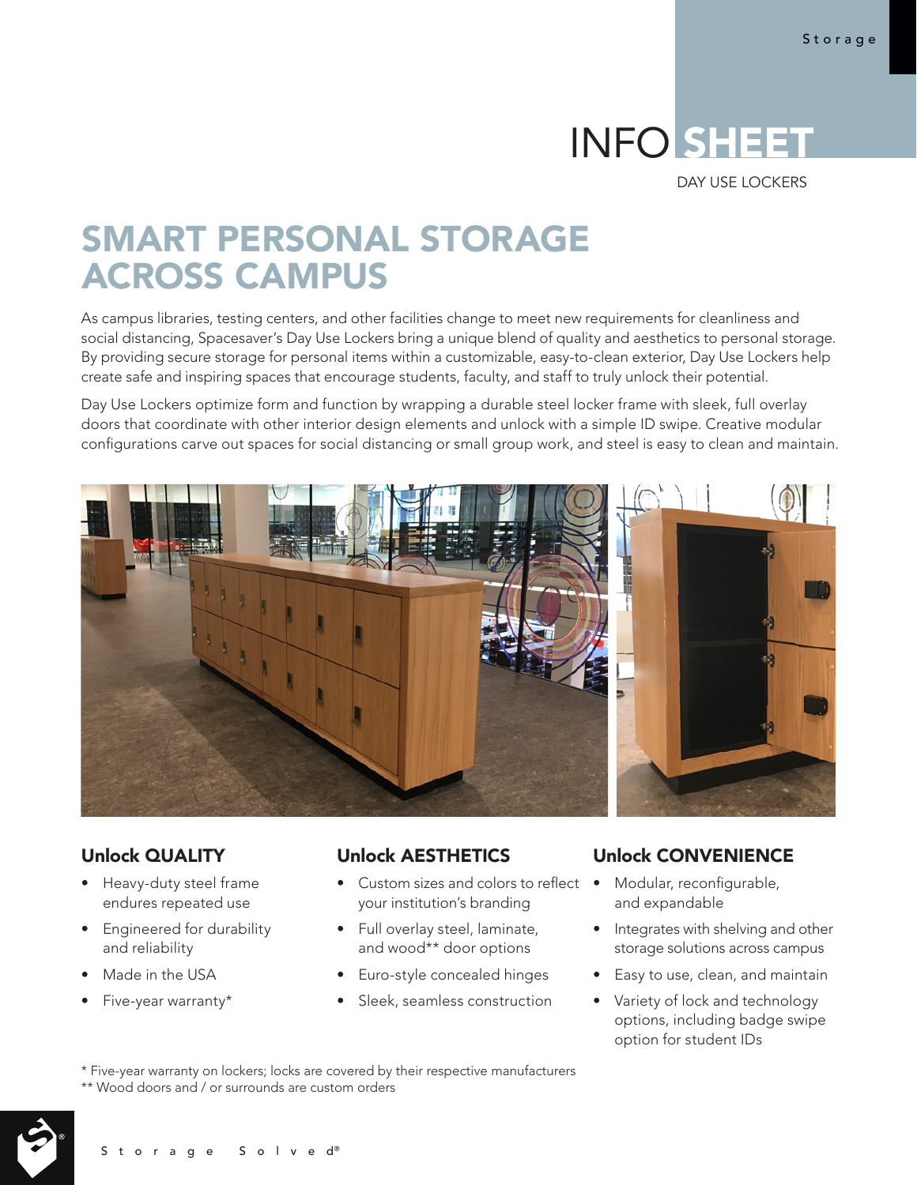# INFO SHEET

DAY USE LOCKERS

## SMART PERSONAL STORAGE ACROSS CAMPUS

As campus libraries, testing centers, and other facilities change to meet new requirements for cleanliness and social distancing, Spacesaver's Day Use Lockers bring a unique blend of quality and aesthetics to personal storage. By providing secure storage for personal items within a customizable, easy-to-clean exterior, Day Use Lockers help create safe and inspiring spaces that encourage students, faculty, and staff to truly unlock their potential.

Day Use Lockers optimize form and function by wrapping a durable steel locker frame with sleek, full overlay doors that coordinate with other interior design elements and unlock with a simple ID swipe. Creative modular configurations carve out spaces for social distancing or small group work, and steel is easy to clean and maintain.

### Unlock QUALITY

- Heavy-duty steel frame endures repeated use
- Engineered for durability and reliability
- Made in the USA
- Five-year warranty*

### Unlock AESTHETICS

- Custom sizes and colors to reflect your institution's branding
- Full overlay steel, laminate, and wood** door options
- Euro-style concealed hinges
- Sleek, seamless construction

### Unlock CONVENIENCE

- Modular, reconfigurable, and expandable
- Integrates with shelving and other storage solutions across campus
- Easy to use, clean, and maintain
- Variety of lock and technology options, including badge swipe option for student IDs

\* Five-year warranty on lockers; locks are covered by their respective manufacturers
** Wood doors and / or surrounds are custom orders

Storage Solved®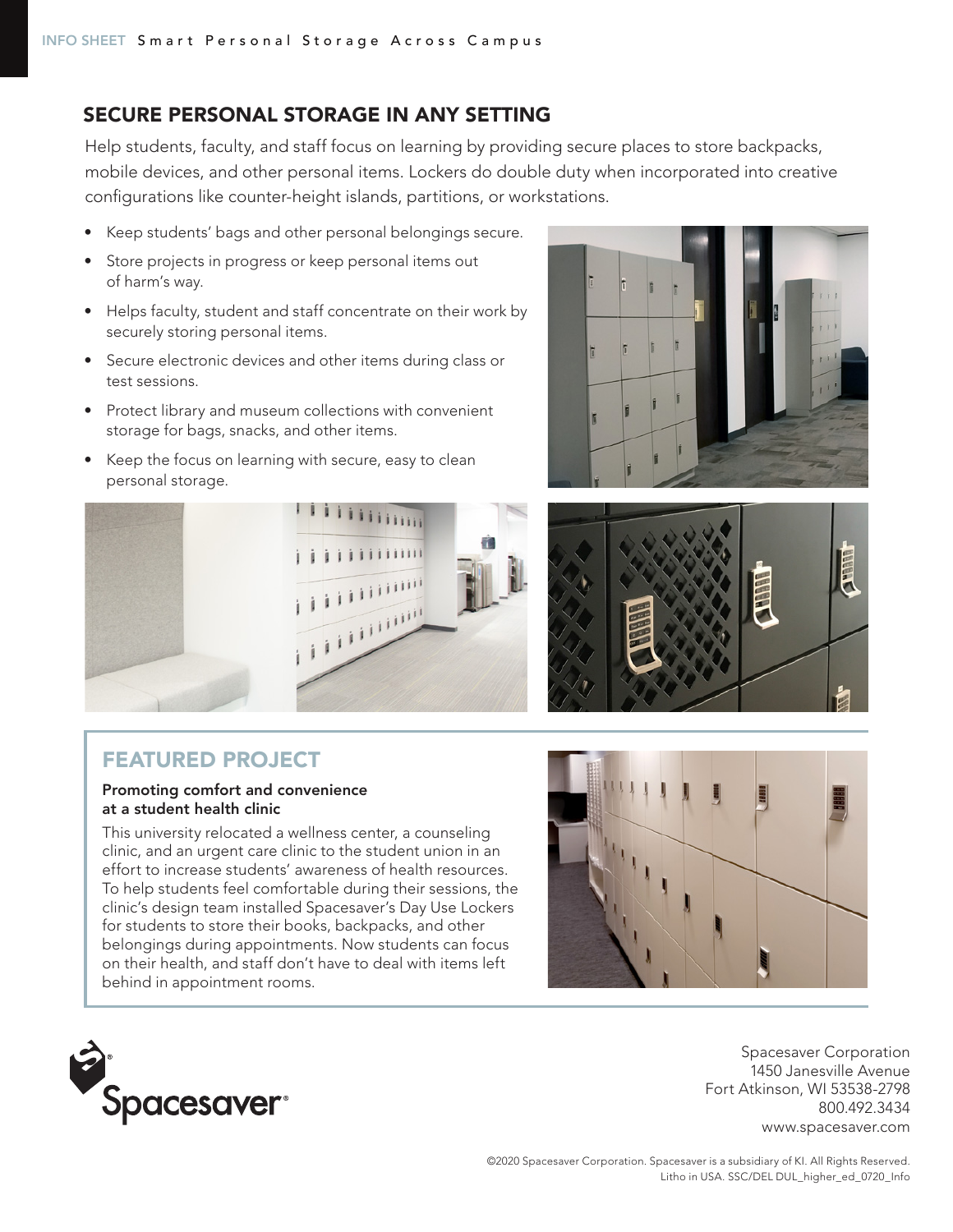## SECURE PERSONAL STORAGE IN ANY SETTING

Help students, faculty, and staff focus on learning by providing secure places to store backpacks, mobile devices, and other personal items. Lockers do double duty when incorporated into creative configurations like counter-height islands, partitions, or workstations.

- Keep students' bags and other personal belongings secure.
- Store projects in progress or keep personal items out of harm's way.
- Helps faculty, student and staff concentrate on their work by securely storing personal items.
- Secure electronic devices and other items during class or test sessions.
- Protect library and museum collections with convenient storage for bags, snacks, and other items.
- Keep the focus on learning with secure, easy to clean personal storage.

## FEATURED PROJECT

**Promoting comfort and convenience at a student health clinic**

This university relocated a wellness center, a counseling clinic, and an urgent care clinic to the student union in an effort to increase students' awareness of health resources. To help students feel comfortable during their sessions, the clinic's design team installed Spacesaver's Day Use Lockers for students to store their books, backpacks, and other belongings during appointments. Now students can focus on their health, and staff don't have to deal with items left behind in appointment rooms.

Spacesaver Corporation
1450 Janesville Avenue
Fort Atkinson, WI 53538-2798
800.492.3434
www.spacesaver.com

©2020 Spacesaver Corporation. Spacesaver is a subsidiary of KI. All Rights Reserved.
Litho in USA. SSC/DEL DUL_higher_ed_0720_Info